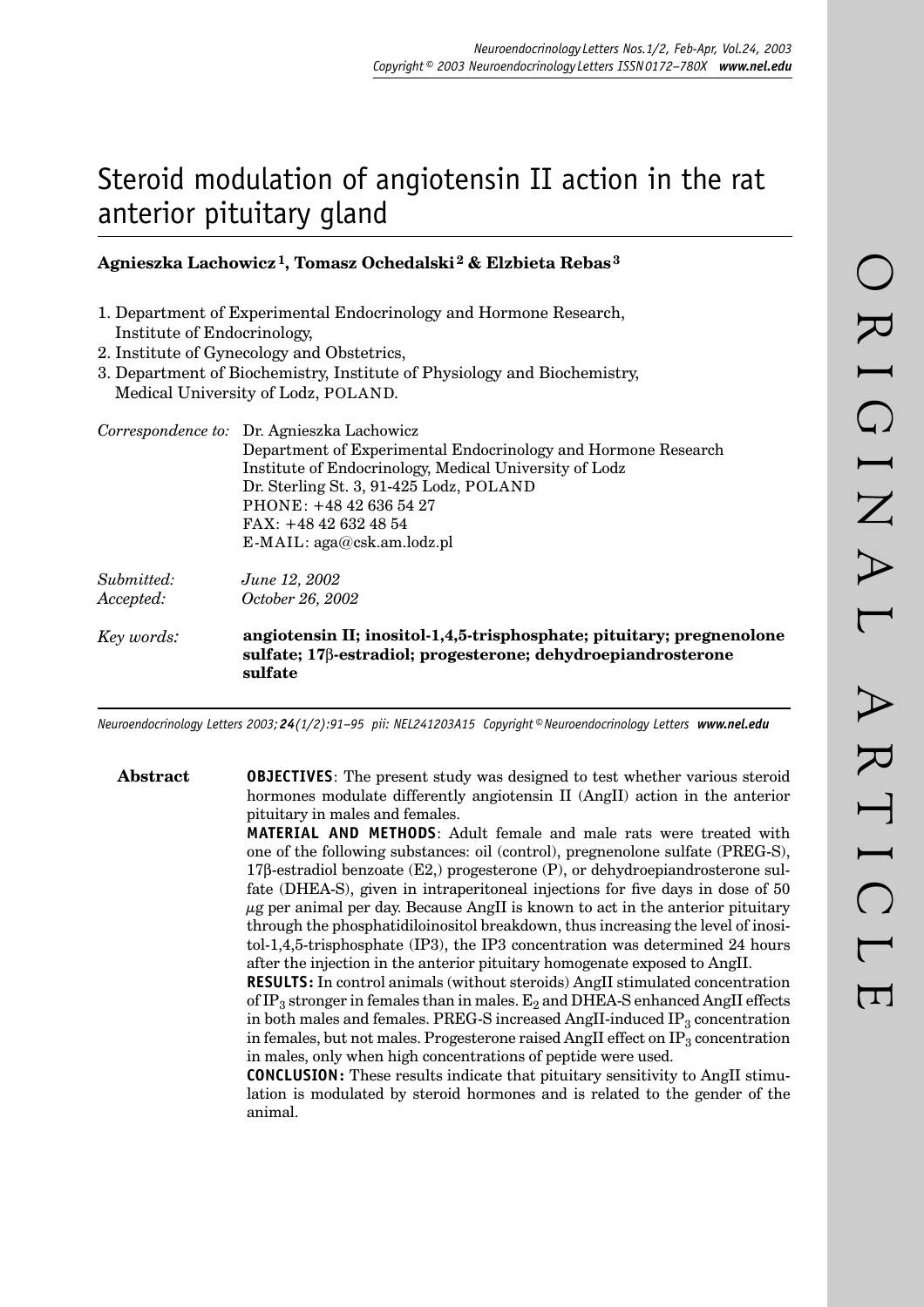# Steroid modulation of angiotensin II action in the rat anterior pituitary gland

**Agnieszka Lachowicz[1], Tomasz Ochedalski[2] & Elzbieta Rebas[3]**

1. Department of Experimental Endocrinology and Hormone Research, Institute of Endocrinology,
2. Institute of Gynecology and Obstetrics,
3. Department of Biochemistry, Institute of Physiology and Biochemistry, Medical University of Lodz, POLAND.

*Correspondence to:* Dr. Agnieszka Lachowicz
Department of Experimental Endocrinology and Hormone Research
Institute of Endocrinology, Medical University of Lodz
Dr. Sterling St. 3, 91-425 Lodz, POLAND
PHONE: +48 42 636 54 27
FAX: +48 42 632 48 54
E-MAIL: aga@csk.am.lodz.pl

*Submitted:* *June 12, 2002*
*Accepted:* *October 26, 2002*

*Key words:* **angiotensin II; inositol-1,4,5-trisphosphate; pituitary; pregnenolone sulfate; 17β-estradiol; progesterone; dehydroepiandrosterone sulfate**

*Neuroendocrinology Letters 2003; **24**(1/2):91–95 pii: NEL241203A15 Copyright © Neuroendocrinology Letters www.nel.edu*

**Abstract**

**OBJECTIVES**: The present study was designed to test whether various steroid hormones modulate differently angiotensin II (AngII) action in the anterior pituitary in males and females.

**MATERIAL AND METHODS**: Adult female and male rats were treated with one of the following substances: oil (control), pregnenolone sulfate (PREG-S), 17β-estradiol benzoate (E2,) progesterone (P), or dehydroepiandrosterone sulfate (DHEA-S), given in intraperitoneal injections for five days in dose of 50 $\mu$g per animal per day. Because AngII is known to act in the anterior pituitary through the phosphatidiloinositol breakdown, thus increasing the level of inositol-1,4,5-trisphosphate (IP3), the IP3 concentration was determined 24 hours after the injection in the anterior pituitary homogenate exposed to AngII.

**RESULTS:** In control animals (without steroids) AngII stimulated concentration of $IP_3$ stronger in females than in males. $E_2$ and DHEA-S enhanced AngII effects in both males and females. PREG-S increased AngII-induced $IP_3$ concentration in females, but not males. Progesterone raised AngII effect on $IP_3$ concentration in males, only when high concentrations of peptide were used.

**CONCLUSION:** These results indicate that pituitary sensitivity to AngII stimulation is modulated by steroid hormones and is related to the gender of the animal.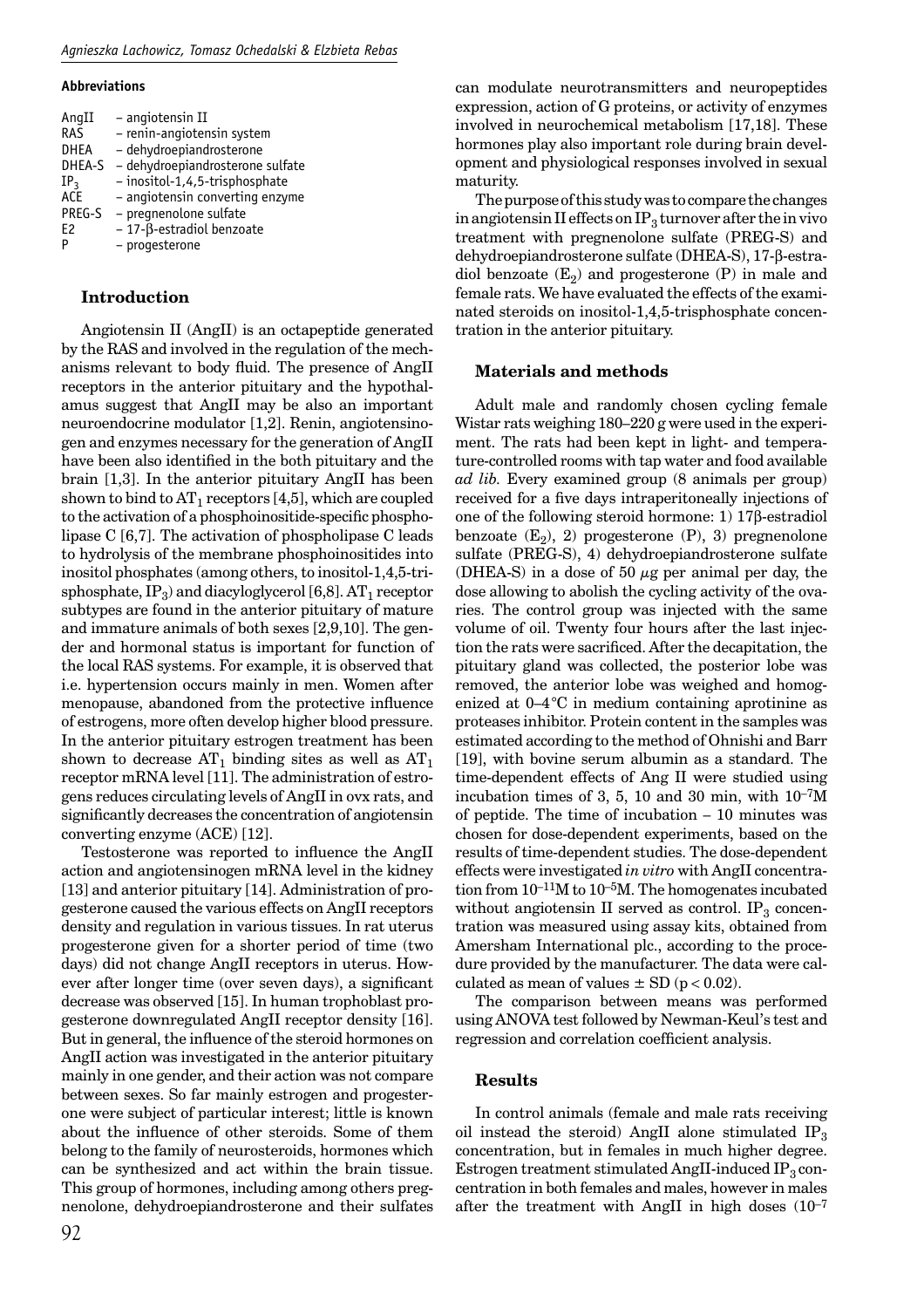#### Abbreviations

AngII – angiotensin II
RAS – renin-angiotensin system
DHEA – dehydroepiandrosterone
DHEA-S – dehydroepiandrosterone sulfate
$IP_3$ – inositol-1,4,5-trisphosphate
ACE – angiotensin converting enzyme
PREG-S – pregnenolone sulfate
E2 – 17-β-estradiol benzoate
P – progesterone

### Introduction

Angiotensin II (AngII) is an octapeptide generated by the RAS and involved in the regulation of the mechanisms relevant to body fluid. The presence of AngII receptors in the anterior pituitary and the hypothalamus suggest that AngII may be also an important neuroendocrine modulator [1,2]. Renin, angiotensinogen and enzymes necessary for the generation of AngII have been also identified in the both pituitary and the brain [1,3]. In the anterior pituitary AngII has been shown to bind to $AT_1$ receptors [4,5], which are coupled to the activation of a phosphoinositide-specific phospholipase C [6,7]. The activation of phospholipase C leads to hydrolysis of the membrane phosphoinositides into inositol phosphates (among others, to inositol-1,4,5-trisphosphate, $IP_3$) and diacyloglycerol [6,8]. $AT_1$ receptor subtypes are found in the anterior pituitary of mature and immature animals of both sexes [2,9,10]. The gender and hormonal status is important for function of the local RAS systems. For example, it is observed that i.e. hypertension occurs mainly in men. Women after menopause, abandoned from the protective influence of estrogens, more often develop higher blood pressure. In the anterior pituitary estrogen treatment has been shown to decrease $AT_1$ binding sites as well as $AT_1$ receptor mRNA level [11]. The administration of estrogens reduces circulating levels of AngII in ovx rats, and significantly decreases the concentration of angiotensin converting enzyme (ACE) [12].

Testosterone was reported to influence the AngII action and angiotensinogen mRNA level in the kidney [13] and anterior pituitary [14]. Administration of progesterone caused the various effects on AngII receptors density and regulation in various tissues. In rat uterus progesterone given for a shorter period of time (two days) did not change AngII receptors in uterus. However after longer time (over seven days), a significant decrease was observed [15]. In human trophoblast progesterone downregulated AngII receptor density [16]. But in general, the influence of the steroid hormones on AngII action was investigated in the anterior pituitary mainly in one gender, and their action was not compare between sexes. So far mainly estrogen and progesterone were subject of particular interest; little is known about the influence of other steroids. Some of them belong to the family of neurosteroids, hormones which can be synthesized and act within the brain tissue. This group of hormones, including among others pregnenolone, dehydroepiandrosterone and their sulfates can modulate neurotransmitters and neuropeptides expression, action of G proteins, or activity of enzymes involved in neurochemical metabolism [17,18]. These hormones play also important role during brain development and physiological responses involved in sexual maturity.

The purpose of this study was to compare the changes in angiotensin II effects on $IP_3$ turnover after the in vivo treatment with pregnenolone sulfate (PREG-S) and dehydroepiandrosterone sulfate (DHEA-S), 17-β-estradiol benzoate ($E_2$) and progesterone (P) in male and female rats. We have evaluated the effects of the examinated steroids on inositol-1,4,5-trisphosphate concentration in the anterior pituitary.

### Materials and methods

Adult male and randomly chosen cycling female Wistar rats weighing 180–220 g were used in the experiment. The rats had been kept in light- and temperature-controlled rooms with tap water and food available *ad lib.* Every examined group (8 animals per group) received for a five days intraperitoneally injections of one of the following steroid hormone: 1) 17β-estradiol benzoate ($E_2$), 2) progesterone (P), 3) pregnenolone sulfate (PREG-S), 4) dehydroepiandrosterone sulfate (DHEA-S) in a dose of 50 $\mu$g per animal per day, the dose allowing to abolish the cycling activity of the ovaries. The control group was injected with the same volume of oil. Twenty four hours after the last injection the rats were sacrificed. After the decapitation, the pituitary gland was collected, the posterior lobe was removed, the anterior lobe was weighed and homogenized at 0–4°C in medium containing aprotinine as proteases inhibitor. Protein content in the samples was estimated according to the method of Ohnishi and Barr [19], with bovine serum albumin as a standard. The time-dependent effects of Ang II were studied using incubation times of 3, 5, 10 and 30 min, with $10^{-7}$M of peptide. The time of incubation – 10 minutes was chosen for dose-dependent experiments, based on the results of time-dependent studies. The dose-dependent effects were investigated *in vitro* with AngII concentration from $10^{-11}$M to $10^{-5}$M. The homogenates incubated without angiotensin II served as control. $IP_3$ concentration was measured using assay kits, obtained from Amersham International plc., according to the procedure provided by the manufacturer. The data were calculated as mean of values ± SD ($p < 0.02$).

The comparison between means was performed using ANOVA test followed by Newman-Keul's test and regression and correlation coefficient analysis.

### Results

In control animals (female and male rats receiving oil instead the steroid) AngII alone stimulated $IP_3$ concentration, but in females in much higher degree. Estrogen treatment stimulated AngII-induced $IP_3$ concentration in both females and males, however in males after the treatment with AngII in high doses ($10^{-7}$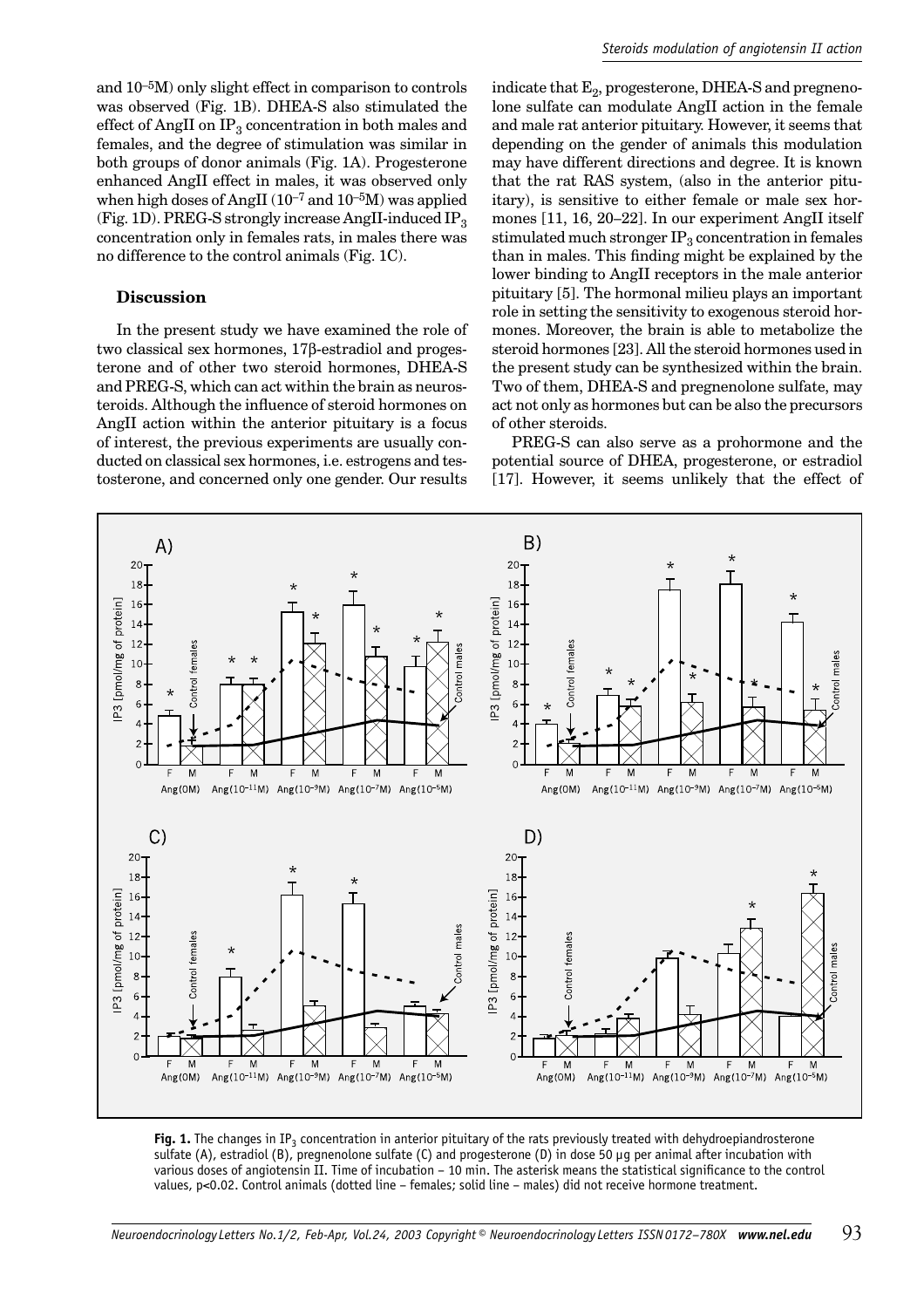and $10^{-5}$M) only slight effect in comparison to controls was observed (Fig. 1B). DHEA-S also stimulated the effect of AngII on $IP_3$ concentration in both males and females, and the degree of stimulation was similar in both groups of donor animals (Fig. 1A). Progesterone enhanced AngII effect in males, it was observed only when high doses of AngII ($10^{-7}$ and $10^{-5}$M) was applied (Fig. 1D). PREG-S strongly increase AngII-induced $IP_3$ concentration only in females rats, in males there was no difference to the control animals (Fig. 1C).

## Discussion

In the present study we have examined the role of two classical sex hormones, 17β-estradiol and progesterone and of other two steroid hormones, DHEA-S and PREG-S, which can act within the brain as neurosteroids. Although the influence of steroid hormones on AngII action within the anterior pituitary is a focus of interest, the previous experiments are usually conducted on classical sex hormones, i.e. estrogens and testosterone, and concerned only one gender. Our results indicate that $E_2$, progesterone, DHEA-S and pregnenolone sulfate can modulate AngII action in the female and male rat anterior pituitary. However, it seems that depending on the gender of animals this modulation may have different directions and degree. It is known that the rat RAS system, (also in the anterior pituitary), is sensitive to either female or male sex hormones [11, 16, 20–22]. In our experiment AngII itself stimulated much stronger $IP_3$ concentration in females than in males. This finding might be explained by the lower binding to AngII receptors in the male anterior pituitary [5]. The hormonal milieu plays an important role in setting the sensitivity to exogenous steroid hormones. Moreover, the brain is able to metabolize the steroid hormones [23]. All the steroid hormones used in the present study can be synthesized within the brain. Two of them, DHEA-S and pregnenolone sulfate, may act not only as hormones but can be also the precursors of other steroids.

PREG-S can also serve as a prohormone and the potential source of DHEA, progesterone, or estradiol [17]. However, it seems unlikely that the effect of

**Fig. 1.** The changes in $IP_3$ concentration in anterior pituitary of the rats previously treated with dehydroepiandrosterone sulfate (A), estradiol (B), pregnenolone sulfate (C) and progesterone (D) in dose 50 μg per animal after incubation with various doses of angiotensin II. Time of incubation – 10 min. The asterisk means the statistical significance to the control values, p<0.02. Control animals (dotted line – females; solid line – males) did not receive hormone treatment.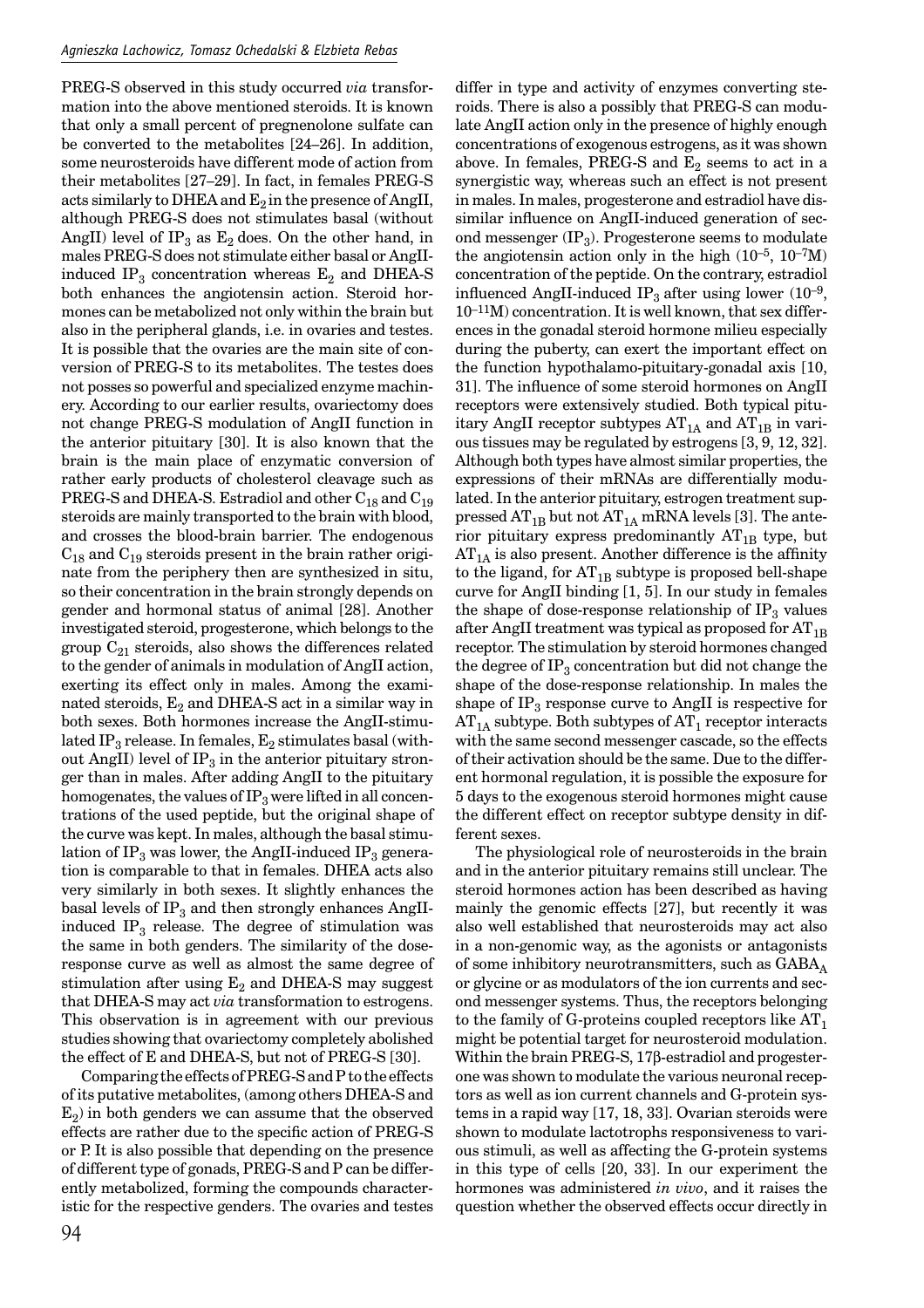PREG-S observed in this study occurred *via* transformation into the above mentioned steroids. It is known that only a small percent of pregnenolone sulfate can be converted to the metabolites [24–26]. In addition, some neurosteroids have different mode of action from their metabolites [27–29]. In fact, in females PREG-S acts similarly to DHEA and $E_2$ in the presence of AngII, although PREG-S does not stimulates basal (without AngII) level of $IP_3$ as $E_2$ does. On the other hand, in males PREG-S does not stimulate either basal or AngII-induced $IP_3$ concentration whereas $E_2$ and DHEA-S both enhances the angiotensin action. Steroid hormones can be metabolized not only within the brain but also in the peripheral glands, i.e. in ovaries and testes. It is possible that the ovaries are the main site of conversion of PREG-S to its metabolites. The testes does not posses so powerful and specialized enzyme machinery. According to our earlier results, ovariectomy does not change PREG-S modulation of AngII function in the anterior pituitary [30]. It is also known that the brain is the main place of enzymatic conversion of rather early products of cholesterol cleavage such as PREG-S and DHEA-S. Estradiol and other $C_{18}$ and $C_{19}$ steroids are mainly transported to the brain with blood, and crosses the blood-brain barrier. The endogenous $C_{18}$ and $C_{19}$ steroids present in the brain rather originate from the periphery then are synthesized in situ, so their concentration in the brain strongly depends on gender and hormonal status of animal [28]. Another investigated steroid, progesterone, which belongs to the group $C_{21}$ steroids, also shows the differences related to the gender of animals in modulation of AngII action, exerting its effect only in males. Among the examinated steroids, $E_2$ and DHEA-S act in a similar way in both sexes. Both hormones increase the AngII-stimulated $IP_3$ release. In females, $E_2$ stimulates basal (without AngII) level of $IP_3$ in the anterior pituitary stronger than in males. After adding AngII to the pituitary homogenates, the values of $IP_3$ were lifted in all concentrations of the used peptide, but the original shape of the curve was kept. In males, although the basal stimulation of $IP_3$ was lower, the AngII-induced $IP_3$ generation is comparable to that in females. DHEA acts also very similarly in both sexes. It slightly enhances the basal levels of $IP_3$ and then strongly enhances AngII-induced $IP_3$ release. The degree of stimulation was the same in both genders. The similarity of the dose-response curve as well as almost the same degree of stimulation after using $E_2$ and DHEA-S may suggest that DHEA-S may act *via* transformation to estrogens. This observation is in agreement with our previous studies showing that ovariectomy completely abolished the effect of E and DHEA-S, but not of PREG-S [30].

Comparing the effects of PREG-S and P to the effects of its putative metabolites, (among others DHEA-S and $E_2$) in both genders we can assume that the observed effects are rather due to the specific action of PREG-S or P. It is also possible that depending on the presence of different type of gonads, PREG-S and P can be differently metabolized, forming the compounds characteristic for the respective genders. The ovaries and testes differ in type and activity of enzymes converting steroids. There is also a possibly that PREG-S can modulate AngII action only in the presence of highly enough concentrations of exogenous estrogens, as it was shown above. In females, PREG-S and $E_2$ seems to act in a synergistic way, whereas such an effect is not present in males. In males, progesterone and estradiol have dissimilar influence on AngII-induced generation of second messenger ($IP_3$). Progesterone seems to modulate the angiotensin action only in the high ($10^{-5}$, $10^{-7}$M) concentration of the peptide. On the contrary, estradiol influenced AngII-induced $IP_3$ after using lower ($10^{-9}$, $10^{-11}$M) concentration. It is well known, that sex differences in the gonadal steroid hormone milieu especially during the puberty, can exert the important effect on the function hypothalamo-pituitary-gonadal axis [10, 31]. The influence of some steroid hormones on AngII receptors were extensively studied. Both typical pituitary AngII receptor subtypes $AT_{1A}$ and $AT_{1B}$ in various tissues may be regulated by estrogens [3, 9, 12, 32]. Although both types have almost similar properties, the expressions of their mRNAs are differentially modulated. In the anterior pituitary, estrogen treatment suppressed $AT_{1B}$ but not $AT_{1A}$ mRNA levels [3]. The anterior pituitary express predominantly $AT_{1B}$ type, but $AT_{1A}$ is also present. Another difference is the affinity to the ligand, for $AT_{1B}$ subtype is proposed bell-shape curve for AngII binding [1, 5]. In our study in females the shape of dose-response relationship of $IP_3$ values after AngII treatment was typical as proposed for $AT_{1B}$ receptor. The stimulation by steroid hormones changed the degree of $IP_3$ concentration but did not change the shape of the dose-response relationship. In males the shape of $IP_3$ response curve to AngII is respective for $AT_{1A}$ subtype. Both subtypes of $AT_1$ receptor interacts with the same second messenger cascade, so the effects of their activation should be the same. Due to the different hormonal regulation, it is possible the exposure for 5 days to the exogenous steroid hormones might cause the different effect on receptor subtype density in different sexes.

The physiological role of neurosteroids in the brain and in the anterior pituitary remains still unclear. The steroid hormones action has been described as having mainly the genomic effects [27], but recently it was also well established that neurosteroids may act also in a non-genomic way, as the agonists or antagonists of some inhibitory neurotransmitters, such as $GABA_A$ or glycine or as modulators of the ion currents and second messenger systems. Thus, the receptors belonging to the family of G-proteins coupled receptors like $AT_1$ might be potential target for neurosteroid modulation. Within the brain PREG-S, 17β-estradiol and progesterone was shown to modulate the various neuronal receptors as well as ion current channels and G-protein systems in a rapid way [17, 18, 33]. Ovarian steroids were shown to modulate lactotrophs responsiveness to various stimuli, as well as affecting the G-protein systems in this type of cells [20, 33]. In our experiment the hormones was administered *in vivo*, and it raises the question whether the observed effects occur directly in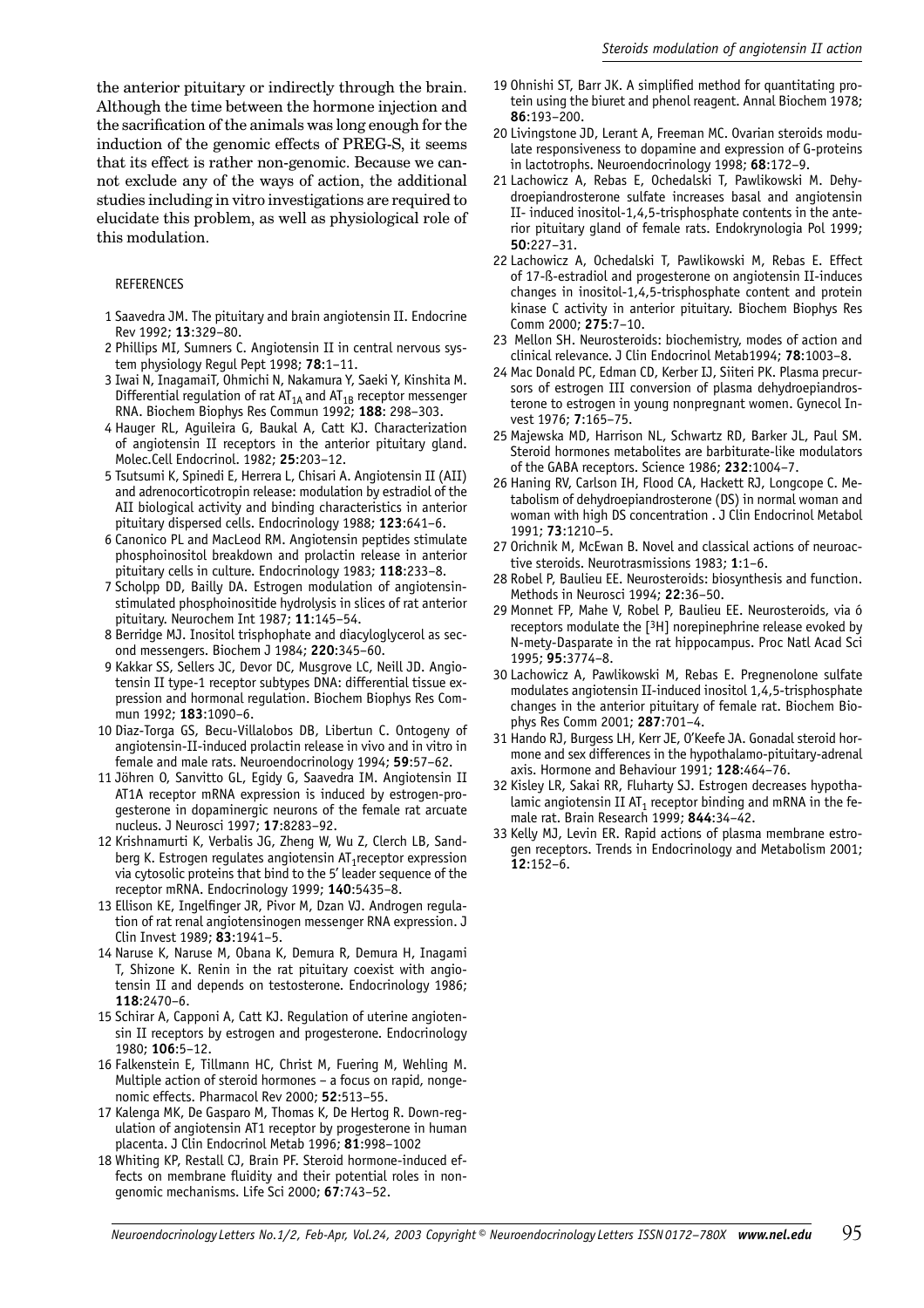the anterior pituitary or indirectly through the brain. Although the time between the hormone injection and the sacrification of the animals was long enough for the induction of the genomic effects of PREG-S, it seems that its effect is rather non-genomic. Because we cannot exclude any of the ways of action, the additional studies including in vitro investigations are required to elucidate this problem, as well as physiological role of this modulation.

## REFERENCES

1 Saavedra JM. The pituitary and brain angiotensin II. Endocrine Rev 1992; **13**:329–80.

2 Phillips MI, Sumners C. Angiotensin II in central nervous system physiology Regul Pept 1998; **78**:1–11.

3 Iwai N, InagamaiT, Ohmichi N, Nakamura Y, Saeki Y, Kinshita M. Differential regulation of rat $AT_{1A}$ and $AT_{1B}$ receptor messenger RNA. Biochem Biophys Res Commun 1992; **188**: 298–303.

4 Hauger RL, Aguileira G, Baukal A, Catt KJ. Characterization of angiotensin II receptors in the anterior pituitary gland. Molec.Cell Endocrinol. 1982; **25**:203–12.

5 Tsutsumi K, Spinedi E, Herrera L, Chisari A. Angiotensin II (AII) and adrenocorticotropin release: modulation by estradiol of the AII biological activity and binding characteristics in anterior pituitary dispersed cells. Endocrinology 1988; **123**:641–6.

6 Canonico PL and MacLeod RM. Angiotensin peptides stimulate phosphoinositol breakdown and prolactin release in anterior pituitary cells in culture. Endocrinology 1983; **118**:233–8.

7 Scholpp DD, Bailly DA. Estrogen modulation of angiotensin-stimulated phosphoinositide hydrolysis in slices of rat anterior pituitary. Neurochem Int 1987; **11**:145–54.

8 Berridge MJ. Inositol trisphophate and diacyloglycerol as second messengers. Biochem J 1984; **220**:345–60.

9 Kakkar SS, Sellers JC, Devor DC, Musgrove LC, Neill JD. Angiotensin II type-1 receptor subtypes DNA: differential tissue expression and hormonal regulation. Biochem Biophys Res Commun 1992; **183**:1090–6.

10 Diaz-Torga GS, Becu-Villalobos DB, Libertun C. Ontogeny of angiotensin-II-induced prolactin release in vivo and in vitro in female and male rats. Neuroendocrinology 1994; **59**:57–62.

11 Jöhren O, Sanvitto GL, Egidy G, Saavedra IM. Angiotensin II AT1A receptor mRNA expression is induced by estrogen-progesterone in dopaminergic neurons of the female rat arcuate nucleus. J Neurosci 1997; **17**:8283–92.

12 Krishnamurti K, Verbalis JG, Zheng W, Wu Z, Clerch LB, Sandberg K. Estrogen regulates angiotensin $AT_1$receptor expression via cytosolic proteins that bind to the 5' leader sequence of the receptor mRNA. Endocrinology 1999; **140**:5435–8.

13 Ellison KE, Ingelfinger JR, Pivor M, Dzan VJ. Androgen regulation of rat renal angiotensinogen messenger RNA expression. J Clin Invest 1989; **83**:1941–5.

14 Naruse K, Naruse M, Obana K, Demura R, Demura H, Inagami T, Shizone K. Renin in the rat pituitary coexist with angiotensin II and depends on testosterone. Endocrinology 1986; **118**:2470–6.

15 Schirar A, Capponi A, Catt KJ. Regulation of uterine angiotensin II receptors by estrogen and progesterone. Endocrinology 1980; **106**:5–12.

16 Falkenstein E, Tillmann HC, Christ M, Fuering M, Wehling M. Multiple action of steroid hormones – a focus on rapid, nongenomic effects. Pharmacol Rev 2000; **52**:513–55.

17 Kalenga MK, De Gasparo M, Thomas K, De Hertog R. Down-regulation of angiotensin AT1 receptor by progesterone in human placenta. J Clin Endocrinol Metab 1996; **81**:998–1002

18 Whiting KP, Restall CJ, Brain PF. Steroid hormone-induced effects on membrane fluidity and their potential roles in nongenomic mechanisms. Life Sci 2000; **67**:743–52.

19 Ohnishi ST, Barr JK. A simplified method for quantitating protein using the biuret and phenol reagent. Annal Biochem 1978; **86**:193–200.

20 Livingstone JD, Lerant A, Freeman MC. Ovarian steroids modulate responsiveness to dopamine and expression of G-proteins in lactotrophs. Neuroendocrinology 1998; **68**:172–9.

21 Lachowicz A, Rebas E, Ochedalski T, Pawlikowski M. Dehydroepiandrosterone sulfate increases basal and angiotensin II- induced inositol-1,4,5-trisphosphate contents in the anterior pituitary gland of female rats. Endokrynologia Pol 1999; **50**:227–31.

22 Lachowicz A, Ochedalski T, Pawlikowski M, Rebas E. Effect of 17-ß-estradiol and progesterone on angiotensin II-induces changes in inositol-1,4,5-trisphosphate content and protein kinase C activity in anterior pituitary. Biochem Biophys Res Comm 2000; **275**:7–10.

23 Mellon SH. Neurosteroids: biochemistry, modes of action and clinical relevance. J Clin Endocrinol Metab1994; **78**:1003–8.

24 Mac Donald PC, Edman CD, Kerber IJ, Siiteri PK. Plasma precursors of estrogen III conversion of plasma dehydroepiandrosterone to estrogen in young nonpregnant women. Gynecol Invest 1976; **7**:165–75.

25 Majewska MD, Harrison NL, Schwartz RD, Barker JL, Paul SM. Steroid hormones metabolites are barbiturate-like modulators of the GABA receptors. Science 1986; **232**:1004–7.

26 Haning RV, Carlson IH, Flood CA, Hackett RJ, Longcope C. Metabolism of dehydroepiandrosterone (DS) in normal woman and woman with high DS concentration . J Clin Endocrinol Metabol 1991; **73**:1210–5.

27 Orichnik M, McEwan B. Novel and classical actions of neuroactive steroids. Neurotrasmissions 1983; **1**:1–6.

28 Robel P, Baulieu EE. Neurosteroids: biosynthesis and function. Methods in Neurosci 1994; **22**:36–50.

29 Monnet FP, Mahe V, Robel P, Baulieu EE. Neurosteroids, via ó receptors modulate the [$^3$H] norepinephrine release evoked by N-mety-Dasparate in the rat hippocampus. Proc Natl Acad Sci 1995; **95**:3774–8.

30 Lachowicz A, Pawlikowski M, Rebas E. Pregnenolone sulfate modulates angiotensin II-induced inositol 1,4,5-trisphosphate changes in the anterior pituitary of female rat. Biochem Biophys Res Comm 2001; **287**:701–4.

31 Hando RJ, Burgess LH, Kerr JE, O'Keefe JA. Gonadal steroid hormone and sex differences in the hypothalamo-pituitary-adrenal axis. Hormone and Behaviour 1991; **128**:464–76.

32 Kisley LR, Sakai RR, Fluharty SJ. Estrogen decreases hypothalamic angiotensin II $AT_1$ receptor binding and mRNA in the female rat. Brain Research 1999; **844**:34–42.

33 Kelly MJ, Levin ER. Rapid actions of plasma membrane estrogen receptors. Trends in Endocrinology and Metabolism 2001; **12**:152–6.